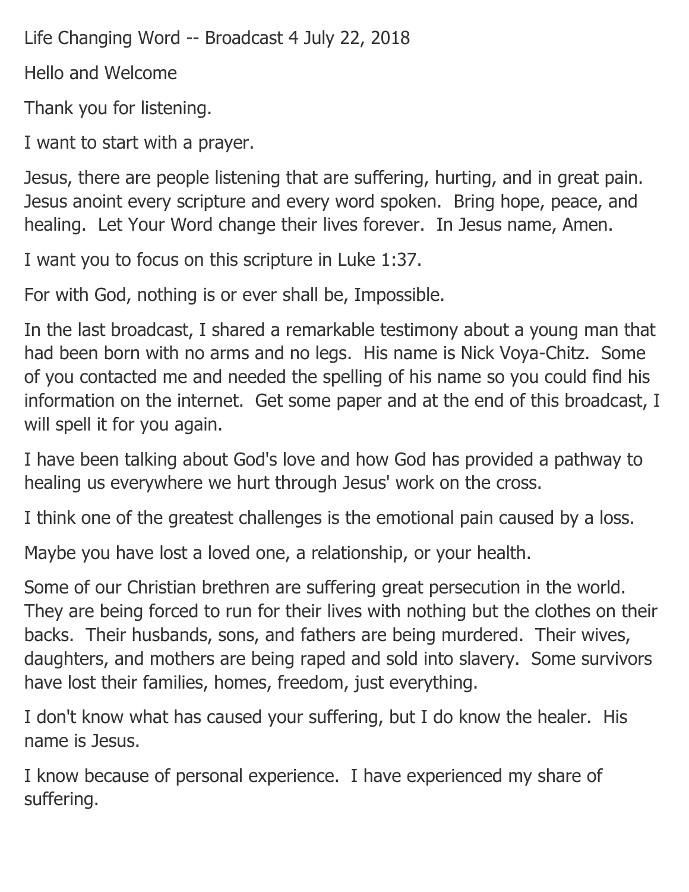Life Changing Word -- Broadcast 4 July 22, 2018

Hello and Welcome

Thank you for listening.

I want to start with a prayer.

Jesus, there are people listening that are suffering, hurting, and in great pain. Jesus anoint every scripture and every word spoken. Bring hope, peace, and healing. Let Your Word change their lives forever. In Jesus name, Amen.

I want you to focus on this scripture in Luke 1:37.

For with God, nothing is or ever shall be, Impossible.

In the last broadcast, I shared a remarkable testimony about a young man that had been born with no arms and no legs. His name is Nick Voya-Chitz. Some of you contacted me and needed the spelling of his name so you could find his information on the internet. Get some paper and at the end of this broadcast, I will spell it for you again.

I have been talking about God's love and how God has provided a pathway to healing us everywhere we hurt through Jesus' work on the cross.

I think one of the greatest challenges is the emotional pain caused by a loss.

Maybe you have lost a loved one, a relationship, or your health.

Some of our Christian brethren are suffering great persecution in the world. They are being forced to run for their lives with nothing but the clothes on their backs. Their husbands, sons, and fathers are being murdered. Their wives, daughters, and mothers are being raped and sold into slavery. Some survivors have lost their families, homes, freedom, just everything.

I don't know what has caused your suffering, but I do know the healer. His name is Jesus.

I know because of personal experience. I have experienced my share of suffering.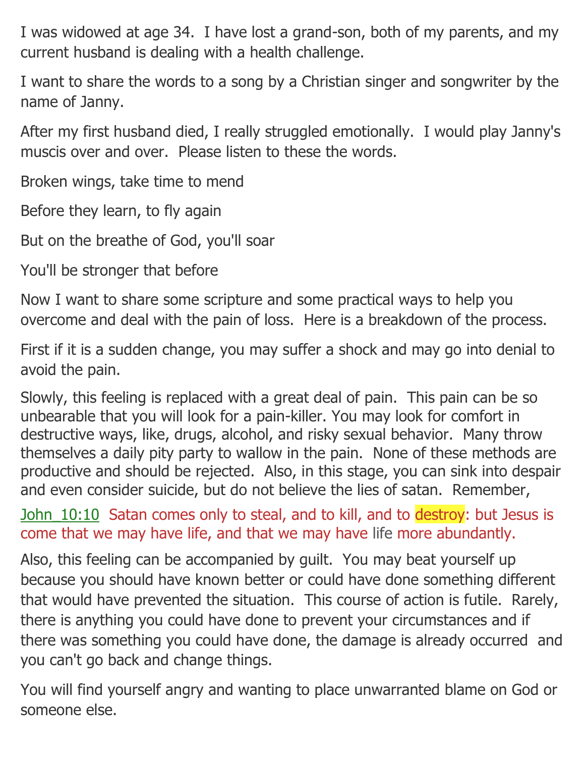I was widowed at age 34. I have lost a grand-son, both of my parents, and my current husband is dealing with a health challenge.

I want to share the words to a song by a Christian singer and songwriter by the name of Janny.

After my first husband died, I really struggled emotionally. I would play Janny's muscis over and over. Please listen to these the words.

Broken wings, take time to mend

Before they learn, to fly again

But on the breathe of God, you'll soar

You'll be stronger that before

Now I want to share some scripture and some practical ways to help you overcome and deal with the pain of loss. Here is a breakdown of the process.

First if it is a sudden change, you may suffer a shock and may go into denial to avoid the pain.

Slowly, this feeling is replaced with a great deal of pain. This pain can be so unbearable that you will look for a pain-killer. You may look for comfort in destructive ways, like, drugs, alcohol, and risky sexual behavior. Many throw themselves a daily pity party to wallow in the pain. None of these methods are productive and should be rejected. Also, in this stage, you can sink into despair and even consider suicide, but do not believe the lies of satan. Remember,

John_10:10 Satan comes only to steal, and to kill, and to destroy: but Jesus is come that we may have life, and that we may have life more abundantly.

Also, this feeling can be accompanied by guilt. You may beat yourself up because you should have known better or could have done something different that would have prevented the situation. This course of action is futile. Rarely, there is anything you could have done to prevent your circumstances and if there was something you could have done, the damage is already occurred and you can't go back and change things.

You will find yourself angry and wanting to place unwarranted blame on God or someone else.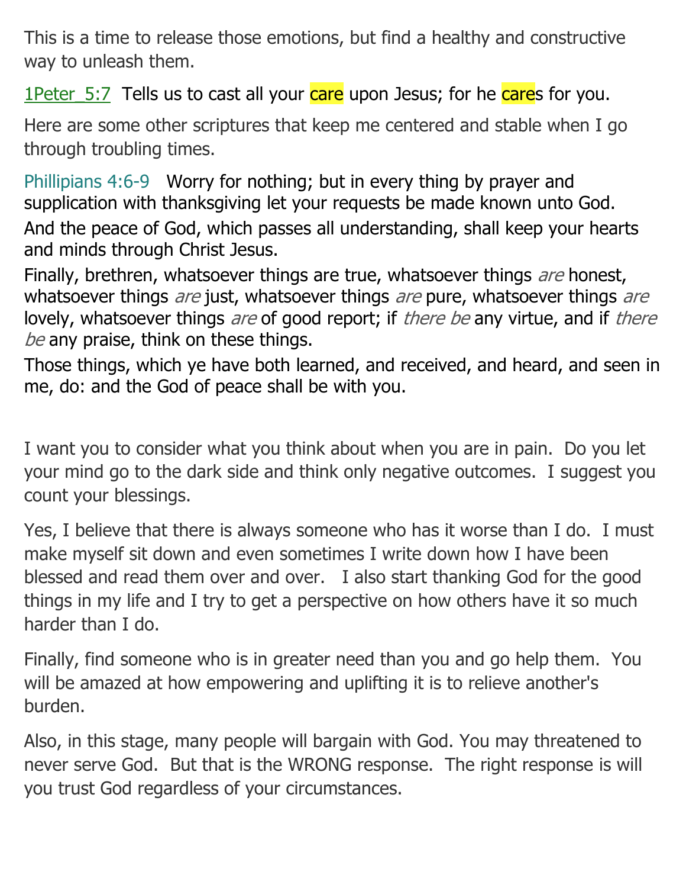This is a time to release those emotions, but find a healthy and constructive way to unleash them.

1Peter_5:7 Tells us to cast all your care upon Jesus; for he cares for you.

Here are some other scriptures that keep me centered and stable when I go through troubling times.

Phillipians 4:6-9 Worry for nothing; but in every thing by prayer and supplication with thanksgiving let your requests be made known unto God.
And the peace of God, which passes all understanding, shall keep your hearts and minds through Christ Jesus.
Finally, brethren, whatsoever things are true, whatsoever things *are* honest, whatsoever things *are* just, whatsoever things *are* pure, whatsoever things *are* lovely, whatsoever things *are* of good report; if *there be* any virtue, and if *there be* any praise, think on these things.
Those things, which ye have both learned, and received, and heard, and seen in me, do: and the God of peace shall be with you.

I want you to consider what you think about when you are in pain. Do you let your mind go to the dark side and think only negative outcomes. I suggest you count your blessings.

Yes, I believe that there is always someone who has it worse than I do. I must make myself sit down and even sometimes I write down how I have been blessed and read them over and over. I also start thanking God for the good things in my life and I try to get a perspective on how others have it so much harder than I do.

Finally, find someone who is in greater need than you and go help them. You will be amazed at how empowering and uplifting it is to relieve another's burden.

Also, in this stage, many people will bargain with God. You may threatened to never serve God. But that is the WRONG response. The right response is will you trust God regardless of your circumstances.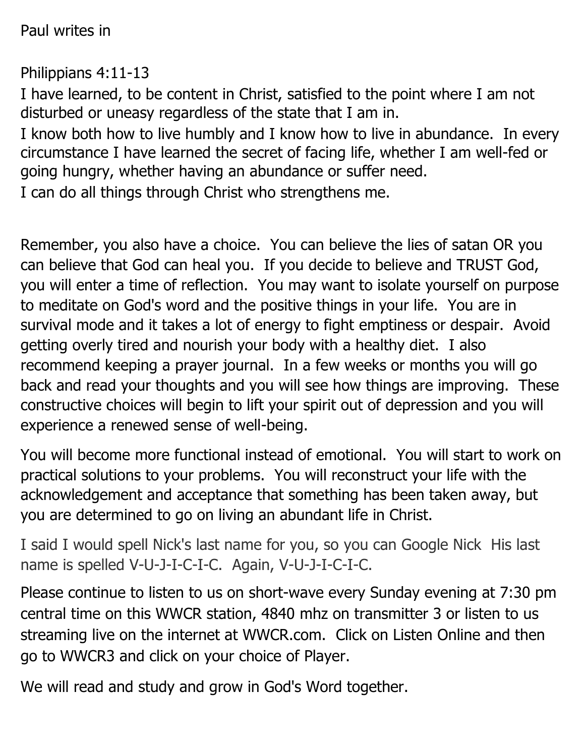Paul writes in

Philippians 4:11-13
I have learned, to be content in Christ, satisfied to the point where I am not disturbed or uneasy regardless of the state that I am in.
I know both how to live humbly and I know how to live in abundance. In every circumstance I have learned the secret of facing life, whether I am well-fed or going hungry, whether having an abundance or suffer need.
I can do all things through Christ who strengthens me.

Remember, you also have a choice. You can believe the lies of satan OR you can believe that God can heal you. If you decide to believe and TRUST God, you will enter a time of reflection. You may want to isolate yourself on purpose to meditate on God's word and the positive things in your life. You are in survival mode and it takes a lot of energy to fight emptiness or despair. Avoid getting overly tired and nourish your body with a healthy diet. I also recommend keeping a prayer journal. In a few weeks or months you will go back and read your thoughts and you will see how things are improving. These constructive choices will begin to lift your spirit out of depression and you will experience a renewed sense of well-being.

You will become more functional instead of emotional. You will start to work on practical solutions to your problems. You will reconstruct your life with the acknowledgement and acceptance that something has been taken away, but you are determined to go on living an abundant life in Christ.

I said I would spell Nick's last name for you, so you can Google Nick His last name is spelled V-U-J-I-C-I-C. Again, V-U-J-I-C-I-C.

Please continue to listen to us on short-wave every Sunday evening at 7:30 pm central time on this WWCR station, 4840 mhz on transmitter 3 or listen to us streaming live on the internet at WWCR.com. Click on Listen Online and then go to WWCR3 and click on your choice of Player.

We will read and study and grow in God's Word together.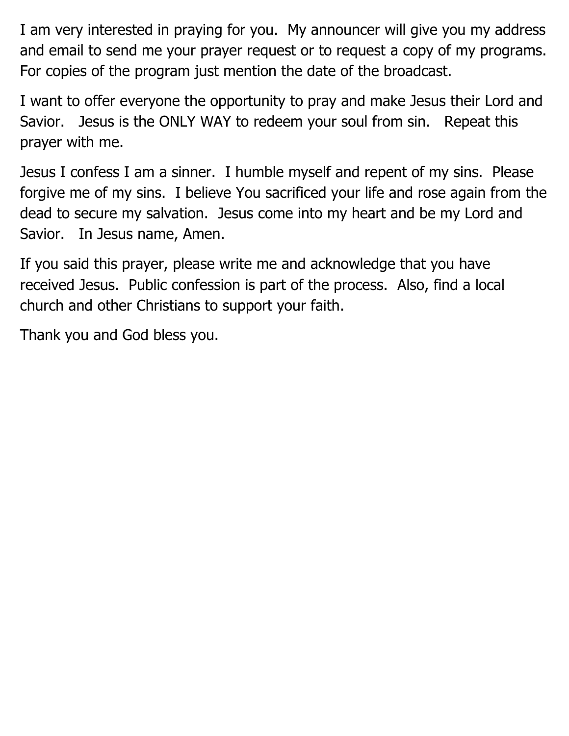I am very interested in praying for you. My announcer will give you my address and email to send me your prayer request or to request a copy of my programs. For copies of the program just mention the date of the broadcast.

I want to offer everyone the opportunity to pray and make Jesus their Lord and Savior. Jesus is the ONLY WAY to redeem your soul from sin. Repeat this prayer with me.

Jesus I confess I am a sinner. I humble myself and repent of my sins. Please forgive me of my sins. I believe You sacrificed your life and rose again from the dead to secure my salvation. Jesus come into my heart and be my Lord and Savior. In Jesus name, Amen.

If you said this prayer, please write me and acknowledge that you have received Jesus. Public confession is part of the process. Also, find a local church and other Christians to support your faith.

Thank you and God bless you.